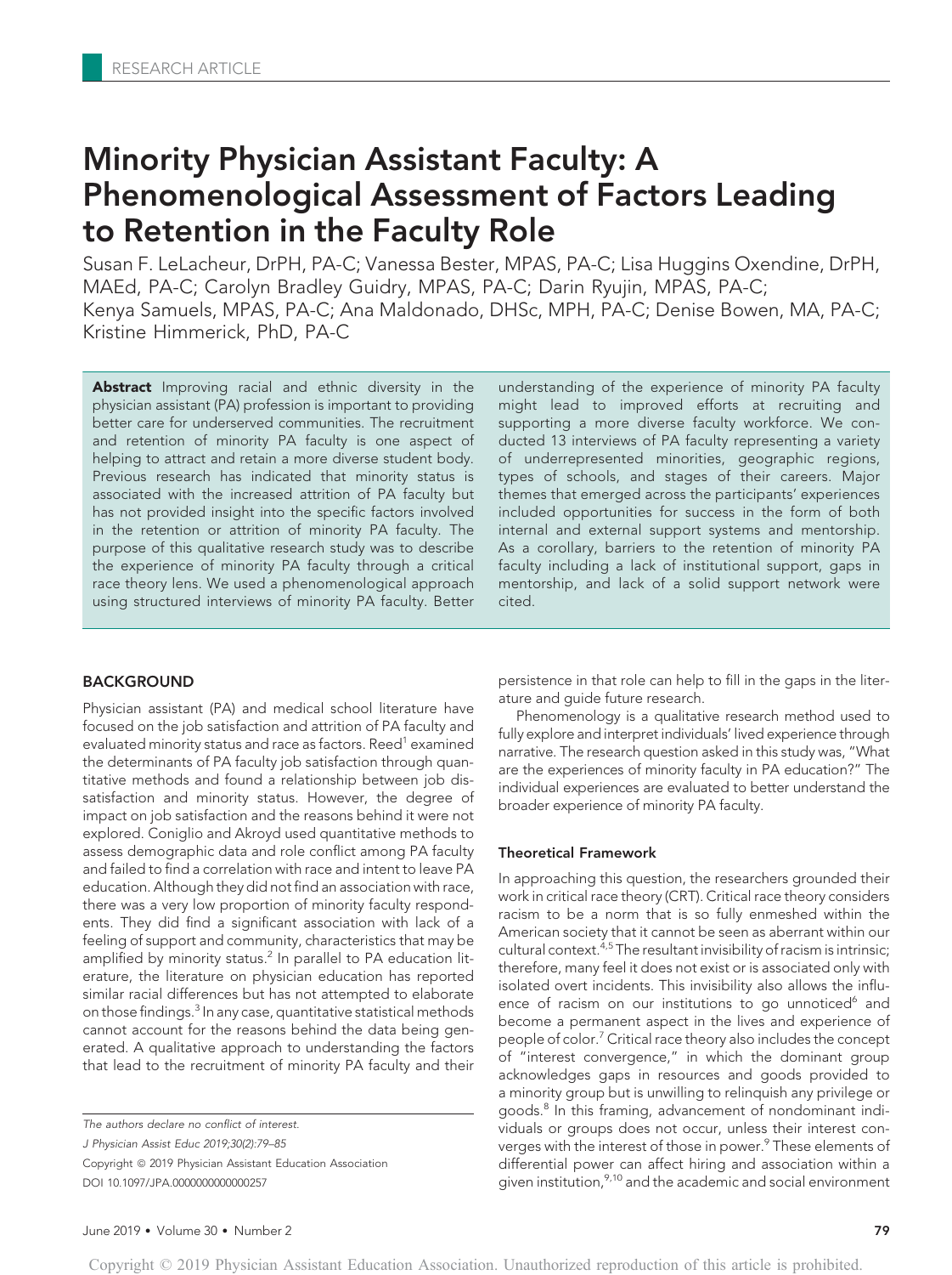RESEARCH ARTICLE

# Minority Physician Assistant Faculty: A Phenomenological Assessment of Factors Leading to Retention in the Faculty Role

Susan F. LeLacheur, DrPH, PA-C; Vanessa Bester, MPAS, PA-C; Lisa Huggins Oxendine, DrPH, MAEd, PA-C; Carolyn Bradley Guidry, MPAS, PA-C; Darin Ryujin, MPAS, PA-C; Kenya Samuels, MPAS, PA-C; Ana Maldonado, DHSc, MPH, PA-C; Denise Bowen, MA, PA-C; Kristine Himmerick, PhD, PA-C

**Abstract** Improving racial and ethnic diversity in the physician assistant (PA) profession is important to providing better care for underserved communities. The recruitment and retention of minority PA faculty is one aspect of helping to attract and retain a more diverse student body. Previous research has indicated that minority status is associated with the increased attrition of PA faculty but has not provided insight into the specific factors involved in the retention or attrition of minority PA faculty. The purpose of this qualitative research study was to describe the experience of minority PA faculty through a critical race theory lens. We used a phenomenological approach using structured interviews of minority PA faculty. Better understanding of the experience of minority PA faculty might lead to improved efforts at recruiting and supporting a more diverse faculty workforce. We conducted 13 interviews of PA faculty representing a variety of underrepresented minorities, geographic regions, types of schools, and stages of their careers. Major themes that emerged across the participants' experiences included opportunities for success in the form of both internal and external support systems and mentorship. As a corollary, barriers to the retention of minority PA faculty including a lack of institutional support, gaps in mentorship, and lack of a solid support network were cited.

## BACKGROUND

Physician assistant (PA) and medical school literature have focused on the job satisfaction and attrition of PA faculty and evaluated minority status and race as factors. Reed[1] examined the determinants of PA faculty job satisfaction through quantitative methods and found a relationship between job dissatisfaction and minority status. However, the degree of impact on job satisfaction and the reasons behind it were not explored. Coniglio and Akroyd used quantitative methods to assess demographic data and role conflict among PA faculty and failed to find a correlation with race and intent to leave PA education. Although they did not find an association with race, there was a very low proportion of minority faculty respondents. They did find a significant association with lack of a feeling of support and community, characteristics that may be amplified by minority status.[2] In parallel to PA education literature, the literature on physician education has reported similar racial differences but has not attempted to elaborate on those findings.[3] In any case, quantitative statistical methods cannot account for the reasons behind the data being generated. A qualitative approach to understanding the factors that lead to the recruitment of minority PA faculty and their persistence in that role can help to fill in the gaps in the literature and guide future research.

Phenomenology is a qualitative research method used to fully explore and interpret individuals' lived experience through narrative. The research question asked in this study was, "What are the experiences of minority faculty in PA education?" The individual experiences are evaluated to better understand the broader experience of minority PA faculty.

### Theoretical Framework

In approaching this question, the researchers grounded their work in critical race theory (CRT). Critical race theory considers racism to be a norm that is so fully enmeshed within the American society that it cannot be seen as aberrant within our cultural context.[4,5] The resultant invisibility of racism is intrinsic; therefore, many feel it does not exist or is associated only with isolated overt incidents. This invisibility also allows the influence of racism on our institutions to go unnoticed[6] and become a permanent aspect in the lives and experience of people of color.[7] Critical race theory also includes the concept of "interest convergence," in which the dominant group acknowledges gaps in resources and goods provided to a minority group but is unwilling to relinquish any privilege or goods.[8] In this framing, advancement of nondominant individuals or groups does not occur, unless their interest converges with the interest of those in power.[9] These elements of differential power can affect hiring and association within a given institution,[9,10] and the academic and social environment

*The authors declare no conflict of interest.*

*J Physician Assist Educ 2019;30(2):79–85*

Copyright © 2019 Physician Assistant Education Association

DOI 10.1097/JPA.0000000000000257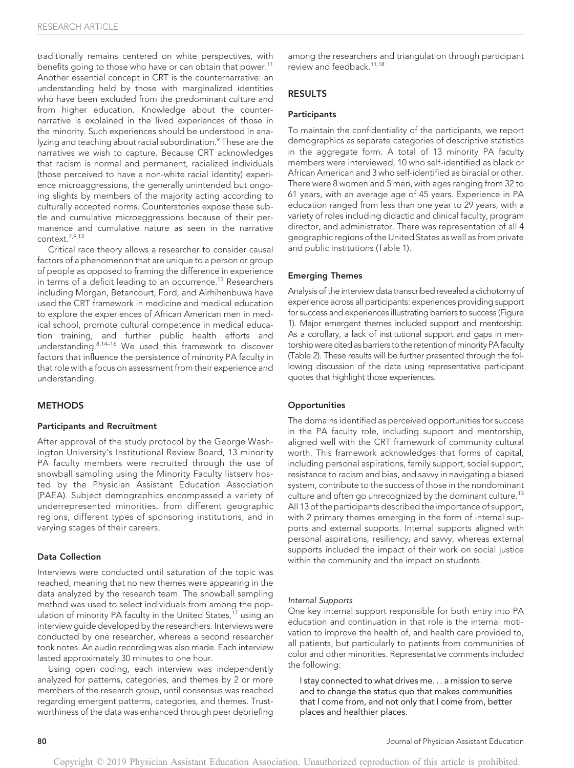traditionally remains centered on white perspectives, with benefits going to those who have or can obtain that power.[11] Another essential concept in CRT is the counternarrative: an understanding held by those with marginalized identities who have been excluded from the predominant culture and from higher education. Knowledge about the counternarrative is explained in the lived experiences of those in the minority. Such experiences should be understood in analyzing and teaching about racial subordination.[9] These are the narratives we wish to capture. Because CRT acknowledges that racism is normal and permanent, racialized individuals (those perceived to have a non-white racial identity) experience microaggressions, the generally unintended but ongoing slights by members of the majority acting according to culturally accepted norms. Counterstories expose these subtle and cumulative microaggressions because of their permanence and cumulative nature as seen in the narrative context.[7,9,12]

Critical race theory allows a researcher to consider causal factors of a phenomenon that are unique to a person or group of people as opposed to framing the difference in experience in terms of a deficit leading to an occurrence.[13] Researchers including Morgan, Betancourt, Ford, and Airhihenbuwa have used the CRT framework in medicine and medical education to explore the experiences of African American men in medical school, promote cultural competence in medical education training, and further public health efforts and understanding.[8,14–16] We used this framework to discover factors that influence the persistence of minority PA faculty in that role with a focus on assessment from their experience and understanding.

## METHODS

### Participants and Recruitment

After approval of the study protocol by the George Washington University's Institutional Review Board, 13 minority PA faculty members were recruited through the use of snowball sampling using the Minority Faculty listserv hosted by the Physician Assistant Education Association (PAEA). Subject demographics encompassed a variety of underrepresented minorities, from different geographic regions, different types of sponsoring institutions, and in varying stages of their careers.

### Data Collection

Interviews were conducted until saturation of the topic was reached, meaning that no new themes were appearing in the data analyzed by the research team. The snowball sampling method was used to select individuals from among the population of minority PA faculty in the United States,[17] using an interview guide developed by the researchers. Interviews were conducted by one researcher, whereas a second researcher took notes. An audio recording was also made. Each interview lasted approximately 30 minutes to one hour.

Using open coding, each interview was independently analyzed for patterns, categories, and themes by 2 or more members of the research group, until consensus was reached regarding emergent patterns, categories, and themes. Trustworthiness of the data was enhanced through peer debriefing among the researchers and triangulation through participant review and feedback.[11,18]

## RESULTS

### Participants

To maintain the confidentiality of the participants, we report demographics as separate categories of descriptive statistics in the aggregate form. A total of 13 minority PA faculty members were interviewed, 10 who self-identified as black or African American and 3 who self-identified as biracial or other. There were 8 women and 5 men, with ages ranging from 32 to 61 years, with an average age of 45 years. Experience in PA education ranged from less than one year to 29 years, with a variety of roles including didactic and clinical faculty, program director, and administrator. There was representation of all 4 geographic regions of the United States as well as from private and public institutions (Table 1).

### Emerging Themes

Analysis of the interview data transcribed revealed a dichotomy of experience across all participants: experiences providing support for success and experiences illustrating barriers to success (Figure 1). Major emergent themes included support and mentorship. As a corollary, a lack of institutional support and gaps in mentorship were cited as barriers to the retention of minority PA faculty (Table 2). These results will be further presented through the following discussion of the data using representative participant quotes that highlight those experiences.

### Opportunities

The domains identified as perceived opportunities for success in the PA faculty role, including support and mentorship, aligned well with the CRT framework of community cultural worth. This framework acknowledges that forms of capital, including personal aspirations, family support, social support, resistance to racism and bias, and savvy in navigating a biased system, contribute to the success of those in the nondominant culture and often go unrecognized by the dominant culture.[13] All 13 of the participants described the importance of support, with 2 primary themes emerging in the form of internal supports and external supports. Internal supports aligned with personal aspirations, resiliency, and savvy, whereas external supports included the impact of their work on social justice within the community and the impact on students.

#### *Internal Supports*

One key internal support responsible for both entry into PA education and continuation in that role is the internal motivation to improve the health of, and health care provided to, all patients, but particularly to patients from communities of color and other minorities. Representative comments included the following:

> I stay connected to what drives me. . . a mission to serve and to change the status quo that makes communities that I come from, and not only that I come from, better places and healthier places.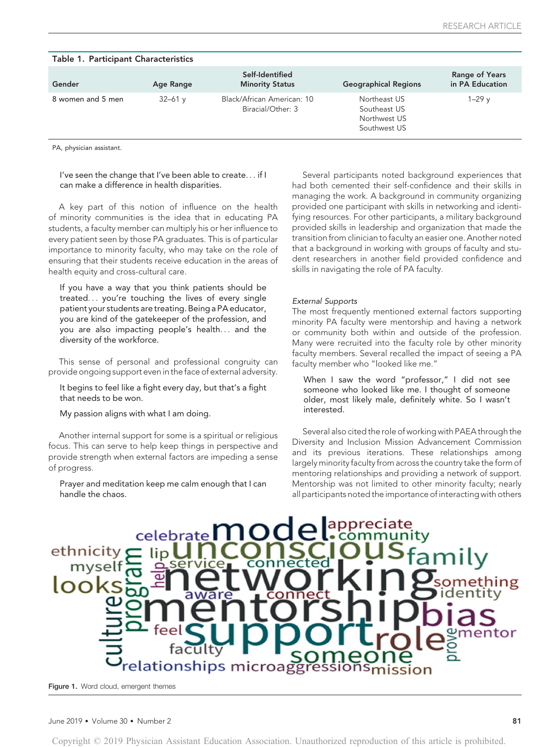Table 1. Participant Characteristics

| Gender | Age Range | Self-Identified Minority Status | Geographical Regions | Range of Years in PA Education |
|---|---|---|---|---|
| 8 women and 5 men | 32–61 y | Black/African American: 10<br>Biracial/Other: 3 | Northeast US<br>Southeast US<br>Northwest US<br>Southwest US | 1–29 y |

PA, physician assistant.

> I've seen the change that I've been able to create. . . if I can make a difference in health disparities.

A key part of this notion of influence on the health of minority communities is the idea that in educating PA students, a faculty member can multiply his or her influence to every patient seen by those PA graduates. This is of particular importance to minority faculty, who may take on the role of ensuring that their students receive education in the areas of health equity and cross-cultural care.

> If you have a way that you think patients should be treated. . . you're touching the lives of every single patient your students are treating. Being a PA educator, you are kind of the gatekeeper of the profession, and you are also impacting people's health. . . and the diversity of the workforce.

This sense of personal and professional congruity can provide ongoing support even in the face of external adversity.

> It begins to feel like a fight every day, but that's a fight that needs to be won.

> My passion aligns with what I am doing.

Another internal support for some is a spiritual or religious focus. This can serve to help keep things in perspective and provide strength when external factors are impeding a sense of progress.

> Prayer and meditation keep me calm enough that I can handle the chaos.

Several participants noted background experiences that had both cemented their self-confidence and their skills in managing the work. A background in community organizing provided one participant with skills in networking and identifying resources. For other participants, a military background provided skills in leadership and organization that made the transition from clinician to faculty an easier one. Another noted that a background in working with groups of faculty and student researchers in another field provided confidence and skills in navigating the role of PA faculty.

*External Supports*

The most frequently mentioned external factors supporting minority PA faculty were mentorship and having a network or community both within and outside of the profession. Many were recruited into the faculty role by other minority faculty members. Several recalled the impact of seeing a PA faculty member who "looked like me."

> When I saw the word "professor," I did not see someone who looked like me. I thought of someone older, most likely male, definitely white. So I wasn't interested.

Several also cited the role of working with PAEA through the Diversity and Inclusion Mission Advancement Commission and its previous iterations. These relationships among largely minority faculty from across the country take the form of mentoring relationships and providing a network of support. Mentorship was not limited to other minority faculty; nearly all participants noted the importance of interacting with others

celebrate model appreciate community ethnicity lip unconscious family myself service connected looks program help networking something identity culture aware connect mentorship bias feel support role prove mentor faculty someone relationships microaggressions mission

Figure 1. Word cloud, emergent themes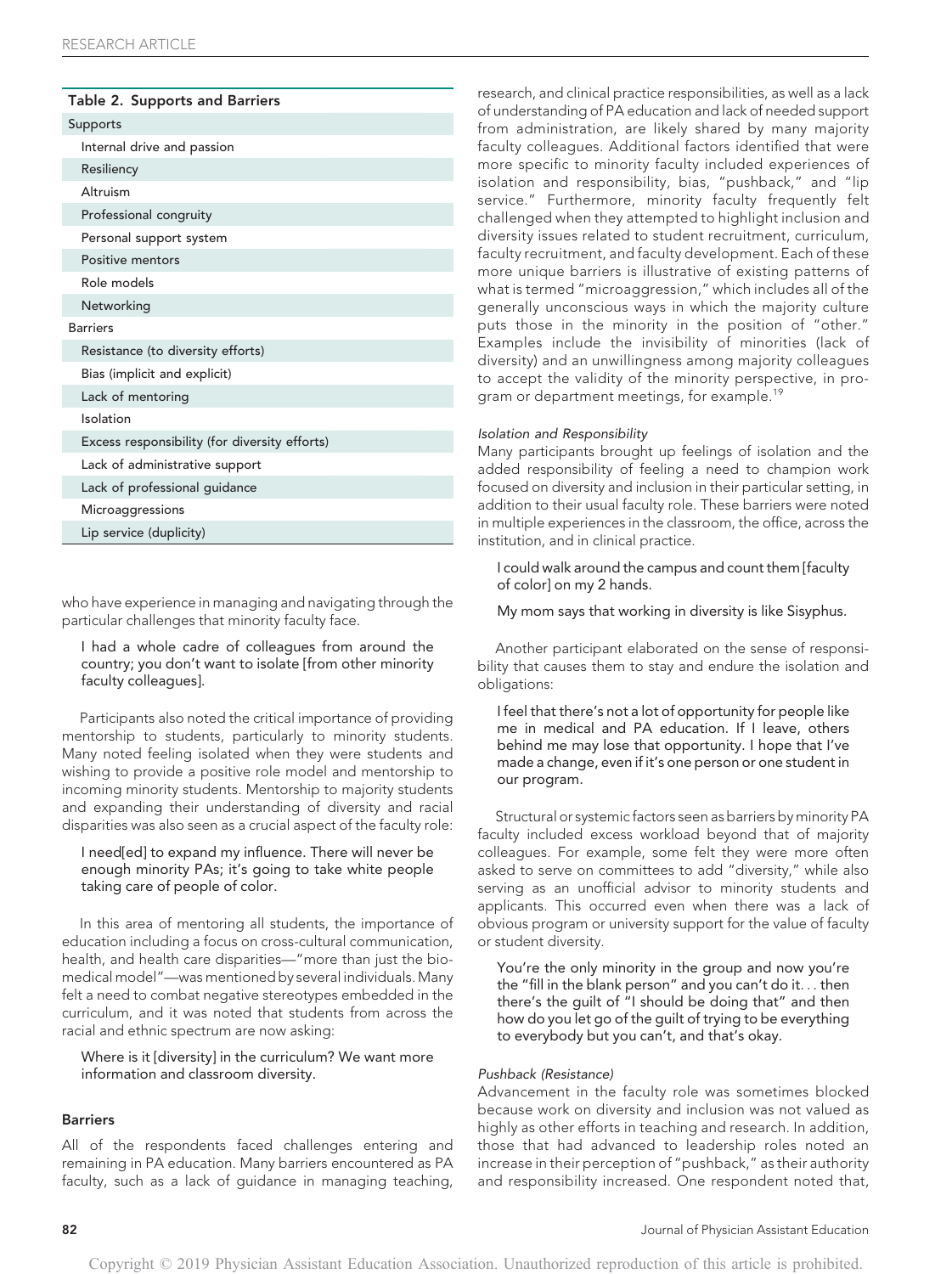**Table 2. Supports and Barriers**

| Supports and Barriers |
|---|
| **Supports** |
| Internal drive and passion |
| Resiliency |
| Altruism |
| Professional congruity |
| Personal support system |
| Positive mentors |
| Role models |
| Networking |
| **Barriers** |
| Resistance (to diversity efforts) |
| Bias (implicit and explicit) |
| Lack of mentoring |
| Isolation |
| Excess responsibility (for diversity efforts) |
| Lack of administrative support |
| Lack of professional guidance |
| Microaggressions |
| Lip service (duplicity) |

who have experience in managing and navigating through the particular challenges that minority faculty face.

> I had a whole cadre of colleagues from around the country; you don't want to isolate [from other minority faculty colleagues].

Participants also noted the critical importance of providing mentorship to students, particularly to minority students. Many noted feeling isolated when they were students and wishing to provide a positive role model and mentorship to incoming minority students. Mentorship to majority students and expanding their understanding of diversity and racial disparities was also seen as a crucial aspect of the faculty role:

> I need[ed] to expand my influence. There will never be enough minority PAs; it's going to take white people taking care of people of color.

In this area of mentoring all students, the importance of education including a focus on cross-cultural communication, health, and health care disparities—"more than just the biomedical model"—was mentioned by several individuals. Many felt a need to combat negative stereotypes embedded in the curriculum, and it was noted that students from across the racial and ethnic spectrum are now asking:

> Where is it [diversity] in the curriculum? We want more information and classroom diversity.

### Barriers

All of the respondents faced challenges entering and remaining in PA education. Many barriers encountered as PA faculty, such as a lack of guidance in managing teaching, research, and clinical practice responsibilities, as well as a lack of understanding of PA education and lack of needed support from administration, are likely shared by many majority faculty colleagues. Additional factors identified that were more specific to minority faculty included experiences of isolation and responsibility, bias, "pushback," and "lip service." Furthermore, minority faculty frequently felt challenged when they attempted to highlight inclusion and diversity issues related to student recruitment, curriculum, faculty recruitment, and faculty development. Each of these more unique barriers is illustrative of existing patterns of what is termed "microaggression," which includes all of the generally unconscious ways in which the majority culture puts those in the minority in the position of "other." Examples include the invisibility of minorities (lack of diversity) and an unwillingness among majority colleagues to accept the validity of the minority perspective, in program or department meetings, for example.[19]

#### *Isolation and Responsibility*

Many participants brought up feelings of isolation and the added responsibility of feeling a need to champion work focused on diversity and inclusion in their particular setting, in addition to their usual faculty role. These barriers were noted in multiple experiences in the classroom, the office, across the institution, and in clinical practice.

> I could walk around the campus and count them [faculty of color] on my 2 hands.

> My mom says that working in diversity is like Sisyphus.

Another participant elaborated on the sense of responsibility that causes them to stay and endure the isolation and obligations:

> I feel that there's not a lot of opportunity for people like me in medical and PA education. If I leave, others behind me may lose that opportunity. I hope that I've made a change, even if it's one person or one student in our program.

Structural or systemic factors seen as barriers by minority PA faculty included excess workload beyond that of majority colleagues. For example, some felt they were more often asked to serve on committees to add "diversity," while also serving as an unofficial advisor to minority students and applicants. This occurred even when there was a lack of obvious program or university support for the value of faculty or student diversity.

> You're the only minority in the group and now you're the "fill in the blank person" and you can't do it... then there's the guilt of "I should be doing that" and then how do you let go of the guilt of trying to be everything to everybody but you can't, and that's okay.

#### *Pushback (Resistance)*

Advancement in the faculty role was sometimes blocked because work on diversity and inclusion was not valued as highly as other efforts in teaching and research. In addition, those that had advanced to leadership roles noted an increase in their perception of "pushback," as their authority and responsibility increased. One respondent noted that,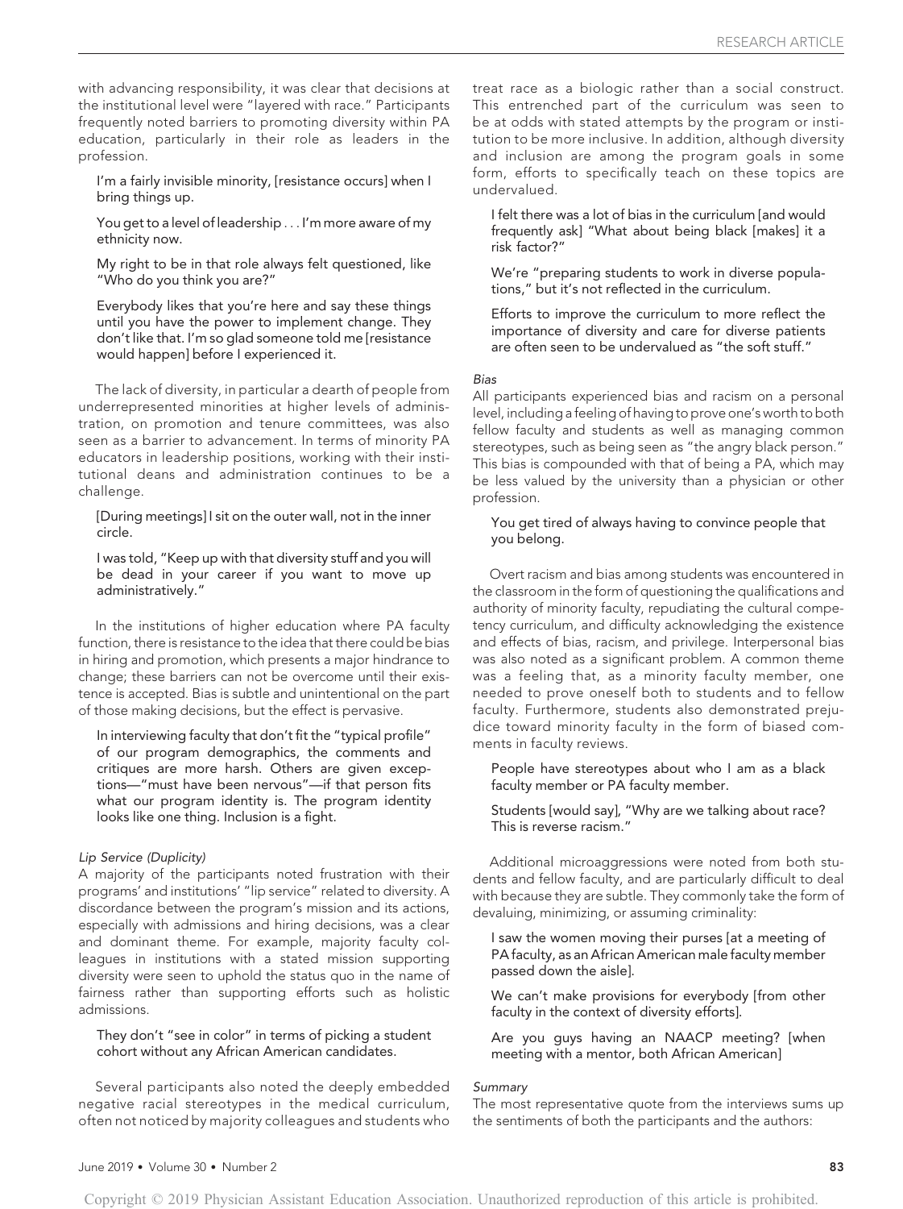with advancing responsibility, it was clear that decisions at the institutional level were "layered with race." Participants frequently noted barriers to promoting diversity within PA education, particularly in their role as leaders in the profession.

> I'm a fairly invisible minority, [resistance occurs] when I bring things up.
>
> You get to a level of leadership . . . I'm more aware of my ethnicity now.
>
> My right to be in that role always felt questioned, like "Who do you think you are?"
>
> Everybody likes that you're here and say these things until you have the power to implement change. They don't like that. I'm so glad someone told me [resistance would happen] before I experienced it.

The lack of diversity, in particular a dearth of people from underrepresented minorities at higher levels of administration, on promotion and tenure committees, was also seen as a barrier to advancement. In terms of minority PA educators in leadership positions, working with their institutional deans and administration continues to be a challenge.

> [During meetings] I sit on the outer wall, not in the inner circle.
>
> I was told, "Keep up with that diversity stuff and you will be dead in your career if you want to move up administratively."

In the institutions of higher education where PA faculty function, there is resistance to the idea that there could be bias in hiring and promotion, which presents a major hindrance to change; these barriers can not be overcome until their existence is accepted. Bias is subtle and unintentional on the part of those making decisions, but the effect is pervasive.

> In interviewing faculty that don't fit the "typical profile" of our program demographics, the comments and critiques are more harsh. Others are given exceptions—"must have been nervous"—if that person fits what our program identity is. The program identity looks like one thing. Inclusion is a fight.

#### *Lip Service (Duplicity)*

A majority of the participants noted frustration with their programs' and institutions' "lip service" related to diversity. A discordance between the program's mission and its actions, especially with admissions and hiring decisions, was a clear and dominant theme. For example, majority faculty colleagues in institutions with a stated mission supporting diversity were seen to uphold the status quo in the name of fairness rather than supporting efforts such as holistic admissions.

> They don't "see in color" in terms of picking a student cohort without any African American candidates.

Several participants also noted the deeply embedded negative racial stereotypes in the medical curriculum, often not noticed by majority colleagues and students who treat race as a biologic rather than a social construct. This entrenched part of the curriculum was seen to be at odds with stated attempts by the program or institution to be more inclusive. In addition, although diversity and inclusion are among the program goals in some form, efforts to specifically teach on these topics are undervalued.

> I felt there was a lot of bias in the curriculum [and would frequently ask] "What about being black [makes] it a risk factor?"
>
> We're "preparing students to work in diverse populations," but it's not reflected in the curriculum.
>
> Efforts to improve the curriculum to more reflect the importance of diversity and care for diverse patients are often seen to be undervalued as "the soft stuff."

#### *Bias*

All participants experienced bias and racism on a personal level, including a feeling of having to prove one's worth to both fellow faculty and students as well as managing common stereotypes, such as being seen as "the angry black person." This bias is compounded with that of being a PA, which may be less valued by the university than a physician or other profession.

> You get tired of always having to convince people that you belong.

Overt racism and bias among students was encountered in the classroom in the form of questioning the qualifications and authority of minority faculty, repudiating the cultural competency curriculum, and difficulty acknowledging the existence and effects of bias, racism, and privilege. Interpersonal bias was also noted as a significant problem. A common theme was a feeling that, as a minority faculty member, one needed to prove oneself both to students and to fellow faculty. Furthermore, students also demonstrated prejudice toward minority faculty in the form of biased comments in faculty reviews.

> People have stereotypes about who I am as a black faculty member or PA faculty member.
>
> Students [would say], "Why are we talking about race? This is reverse racism."

Additional microaggressions were noted from both students and fellow faculty, and are particularly difficult to deal with because they are subtle. They commonly take the form of devaluing, minimizing, or assuming criminality:

> I saw the women moving their purses [at a meeting of PA faculty, as an African American male faculty member passed down the aisle].
>
> We can't make provisions for everybody [from other faculty in the context of diversity efforts].
>
> Are you guys having an NAACP meeting? [when meeting with a mentor, both African American]

#### *Summary*

The most representative quote from the interviews sums up the sentiments of both the participants and the authors: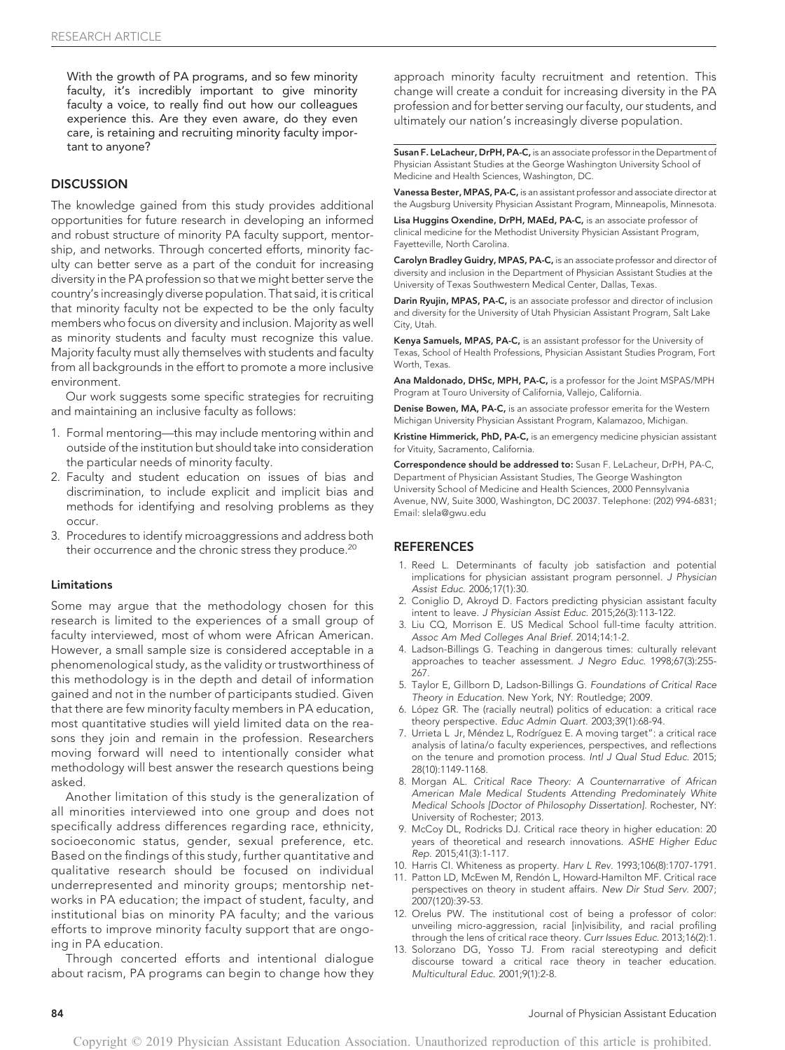With the growth of PA programs, and so few minority faculty, it's incredibly important to give minority faculty a voice, to really find out how our colleagues experience this. Are they even aware, do they even care, is retaining and recruiting minority faculty important to anyone?

## DISCUSSION

The knowledge gained from this study provides additional opportunities for future research in developing an informed and robust structure of minority PA faculty support, mentorship, and networks. Through concerted efforts, minority faculty can better serve as a part of the conduit for increasing diversity in the PA profession so that we might better serve the country's increasingly diverse population. That said, it is critical that minority faculty not be expected to be the only faculty members who focus on diversity and inclusion. Majority as well as minority students and faculty must recognize this value. Majority faculty must ally themselves with students and faculty from all backgrounds in the effort to promote a more inclusive environment.

Our work suggests some specific strategies for recruiting and maintaining an inclusive faculty as follows:

1. Formal mentoring—this may include mentoring within and outside of the institution but should take into consideration the particular needs of minority faculty.
2. Faculty and student education on issues of bias and discrimination, to include explicit and implicit bias and methods for identifying and resolving problems as they occur.
3. Procedures to identify microaggressions and address both their occurrence and the chronic stress they produce.[20]

### Limitations

Some may argue that the methodology chosen for this research is limited to the experiences of a small group of faculty interviewed, most of whom were African American. However, a small sample size is considered acceptable in a phenomenological study, as the validity or trustworthiness of this methodology is in the depth and detail of information gained and not in the number of participants studied. Given that there are few minority faculty members in PA education, most quantitative studies will yield limited data on the reasons they join and remain in the profession. Researchers moving forward will need to intentionally consider what methodology will best answer the research questions being asked.

Another limitation of this study is the generalization of all minorities interviewed into one group and does not specifically address differences regarding race, ethnicity, socioeconomic status, gender, sexual preference, etc. Based on the findings of this study, further quantitative and qualitative research should be focused on individual underrepresented and minority groups; mentorship networks in PA education; the impact of student, faculty, and institutional bias on minority PA faculty; and the various efforts to improve minority faculty support that are ongoing in PA education.

Through concerted efforts and intentional dialogue about racism, PA programs can begin to change how they approach minority faculty recruitment and retention. This change will create a conduit for increasing diversity in the PA profession and for better serving our faculty, our students, and ultimately our nation's increasingly diverse population.

**Susan F. LeLacheur, DrPH, PA-C,** is an associate professor in the Department of Physician Assistant Studies at the George Washington University School of Medicine and Health Sciences, Washington, DC.

**Vanessa Bester, MPAS, PA-C,** is an assistant professor and associate director at the Augsburg University Physician Assistant Program, Minneapolis, Minnesota.

**Lisa Huggins Oxendine, DrPH, MAEd, PA-C,** is an associate professor of clinical medicine for the Methodist University Physician Assistant Program, Fayetteville, North Carolina.

**Carolyn Bradley Guidry, MPAS, PA-C,** is an associate professor and director of diversity and inclusion in the Department of Physician Assistant Studies at the University of Texas Southwestern Medical Center, Dallas, Texas.

**Darin Ryujin, MPAS, PA-C,** is an associate professor and director of inclusion and diversity for the University of Utah Physician Assistant Program, Salt Lake City, Utah.

**Kenya Samuels, MPAS, PA-C,** is an assistant professor for the University of Texas, School of Health Professions, Physician Assistant Studies Program, Fort Worth, Texas.

**Ana Maldonado, DHSc, MPH, PA-C,** is a professor for the Joint MSPAS/MPH Program at Touro University of California, Vallejo, California.

**Denise Bowen, MA, PA-C,** is an associate professor emerita for the Western Michigan University Physician Assistant Program, Kalamazoo, Michigan.

**Kristine Himmerick, PhD, PA-C,** is an emergency medicine physician assistant for Vituity, Sacramento, California.

**Correspondence should be addressed to:** Susan F. LeLacheur, DrPH, PA-C, Department of Physician Assistant Studies, The George Washington University School of Medicine and Health Sciences, 2000 Pennsylvania Avenue, NW, Suite 3000, Washington, DC 20037. Telephone: (202) 994-6831; Email: slela@gwu.edu

## REFERENCES

1. Reed L. Determinants of faculty job satisfaction and potential implications for physician assistant program personnel. *J Physician Assist Educ.* 2006;17(1):30.
2. Coniglio D, Akroyd D. Factors predicting physician assistant faculty intent to leave. *J Physician Assist Educ.* 2015;26(3):113-122.
3. Liu CQ, Morrison E. US Medical School full-time faculty attrition. *Assoc Am Med Colleges Anal Brief.* 2014;14:1-2.
4. Ladson-Billings G. Teaching in dangerous times: culturally relevant approaches to teacher assessment. *J Negro Educ.* 1998;67(3):255-267.
5. Taylor E, Gillborn D, Ladson-Billings G. *Foundations of Critical Race Theory in Education.* New York, NY: Routledge; 2009.
6. López GR. The (racially neutral) politics of education: a critical race theory perspective. *Educ Admin Quart.* 2003;39(1):68-94.
7. Urrieta L Jr, Méndez L, Rodríguez E. A moving target": a critical race analysis of latina/o faculty experiences, perspectives, and reflections on the tenure and promotion process. *Intl J Qual Stud Educ.* 2015; 28(10):1149-1168.
8. Morgan AL. *Critical Race Theory: A Counternarrative of African American Male Medical Students Attending Predominately White Medical Schools [Doctor of Philosophy Dissertation].* Rochester, NY: University of Rochester; 2013.
9. McCoy DL, Rodricks DJ. Critical race theory in higher education: 20 years of theoretical and research innovations. *ASHE Higher Educ Rep.* 2015;41(3):1-117.
10. Harris CI. Whiteness as property. *Harv L Rev.* 1993;106(8):1707-1791.
11. Patton LD, McEwen M, Rendón L, Howard-Hamilton MF. Critical race perspectives on theory in student affairs. *New Dir Stud Serv.* 2007; 2007(120):39-53.
12. Orelus PW. The institutional cost of being a professor of color: unveiling micro-aggression, racial [in]visibility, and racial profiling through the lens of critical race theory. *Curr Issues Educ.* 2013;16(2):1.
13. Solorzano DG, Yosso TJ. From racial stereotyping and deficit discourse toward a critical race theory in teacher education. *Multicultural Educ.* 2001;9(1):2-8.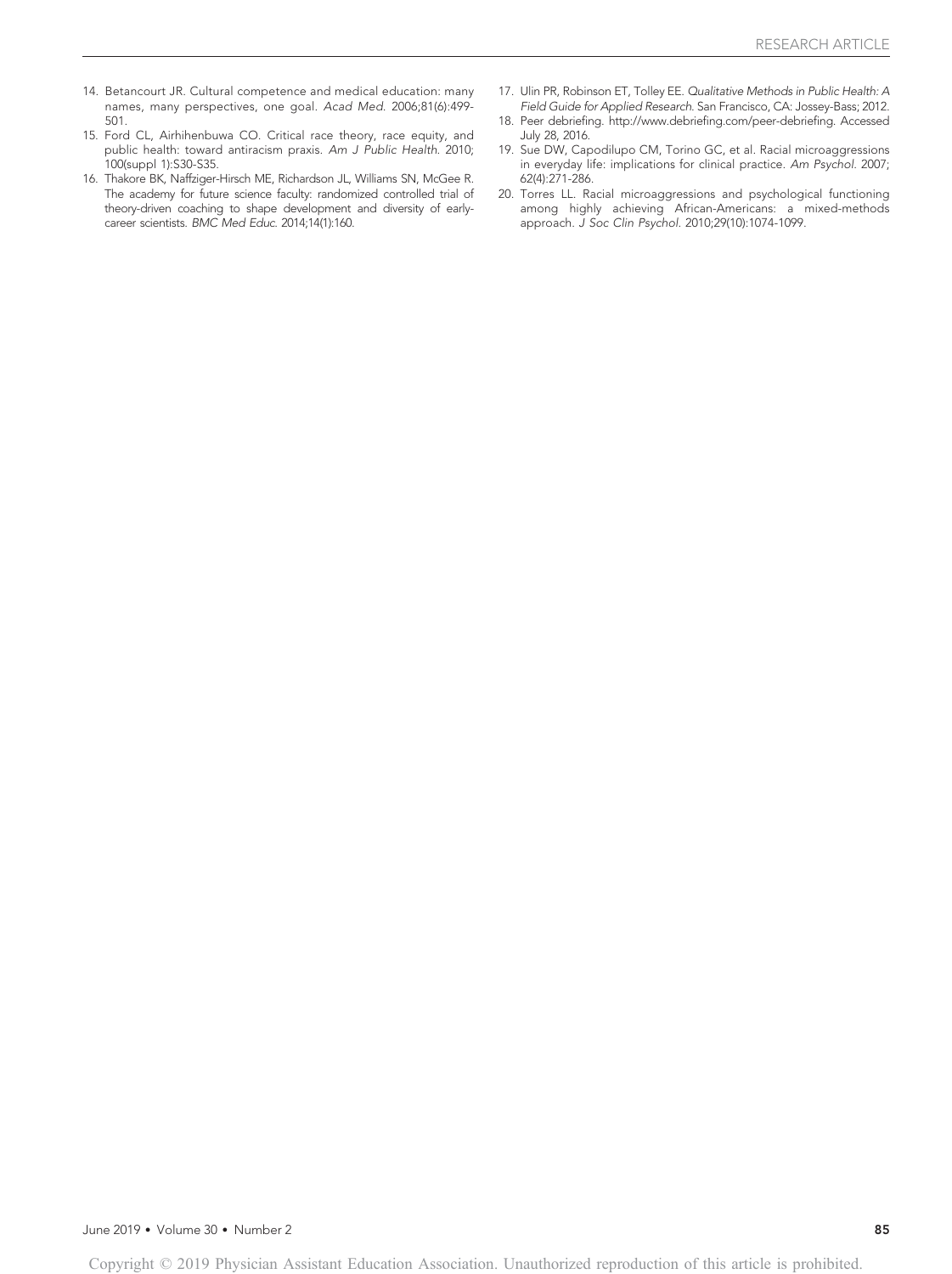14. Betancourt JR. Cultural competence and medical education: many names, many perspectives, one goal. *Acad Med*. 2006;81(6):499-501.
15. Ford CL, Airhihenbuwa CO. Critical race theory, race equity, and public health: toward antiracism praxis. *Am J Public Health*. 2010; 100(suppl 1):S30-S35.
16. Thakore BK, Naffziger-Hirsch ME, Richardson JL, Williams SN, McGee R. The academy for future science faculty: randomized controlled trial of theory-driven coaching to shape development and diversity of early-career scientists. *BMC Med Educ*. 2014;14(1):160.
17. Ulin PR, Robinson ET, Tolley EE. *Qualitative Methods in Public Health: A Field Guide for Applied Research*. San Francisco, CA: Jossey-Bass; 2012.
18. Peer debriefing. http://www.debriefing.com/peer-debriefing. Accessed July 28, 2016.
19. Sue DW, Capodilupo CM, Torino GC, et al. Racial microaggressions in everyday life: implications for clinical practice. *Am Psychol*. 2007; 62(4):271-286.
20. Torres LL. Racial microaggressions and psychological functioning among highly achieving African-Americans: a mixed-methods approach. *J Soc Clin Psychol*. 2010;29(10):1074-1099.

Copyright © 2019 Physician Assistant Education Association. Unauthorized reproduction of this article is prohibited.